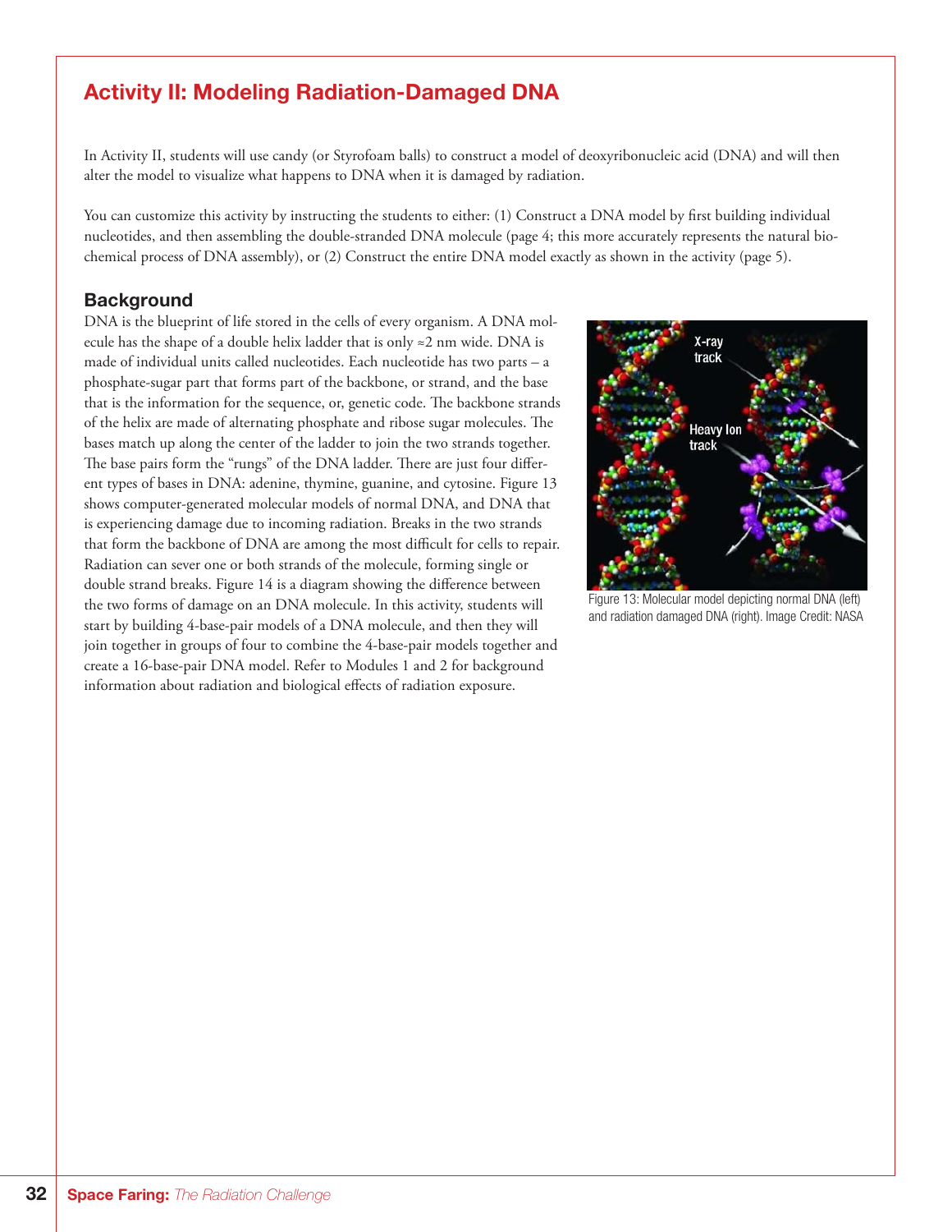## Activity II: Modeling Radiation-Damaged DNA

In Activity II, students will use candy (or Styrofoam balls) to construct a model of deoxyribonucleic acid (DNA) and will then alter the model to visualize what happens to DNA when it is damaged by radiation.

You can customize this activity by instructing the students to either: (1) Construct a DNA model by first building individual nucleotides, and then assembling the double-stranded DNA molecule (page 4; this more accurately represents the natural biochemical process of DNA assembly), or (2) Construct the entire DNA model exactly as shown in the activity (page 5).

### Background

DNA is the blueprint of life stored in the cells of every organism. A DNA molecule has the shape of a double helix ladder that is only ≈2 nm wide. DNA is made of individual units called nucleotides. Each nucleotide has two parts – a phosphate-sugar part that forms part of the backbone, or strand, and the base that is the information for the sequence, or, genetic code. The backbone strands of the helix are made of alternating phosphate and ribose sugar molecules. The bases match up along the center of the ladder to join the two strands together. The base pairs form the "rungs" of the DNA ladder. There are just four different types of bases in DNA: adenine, thymine, guanine, and cytosine. Figure 13 shows computer-generated molecular models of normal DNA, and DNA that is experiencing damage due to incoming radiation. Breaks in the two strands that form the backbone of DNA are among the most difficult for cells to repair. Radiation can sever one or both strands of the molecule, forming single or double strand breaks. Figure 14 is a diagram showing the difference between the two forms of damage on an DNA molecule. In this activity, students will start by building 4-base-pair models of a DNA molecule, and then they will join together in groups of four to combine the 4-base-pair models together and create a 16-base-pair DNA model. Refer to Modules 1 and 2 for background information about radiation and biological effects of radiation exposure.

Figure 13: Molecular model depicting normal DNA (left) and radiation damaged DNA (right). Image Credit: NASA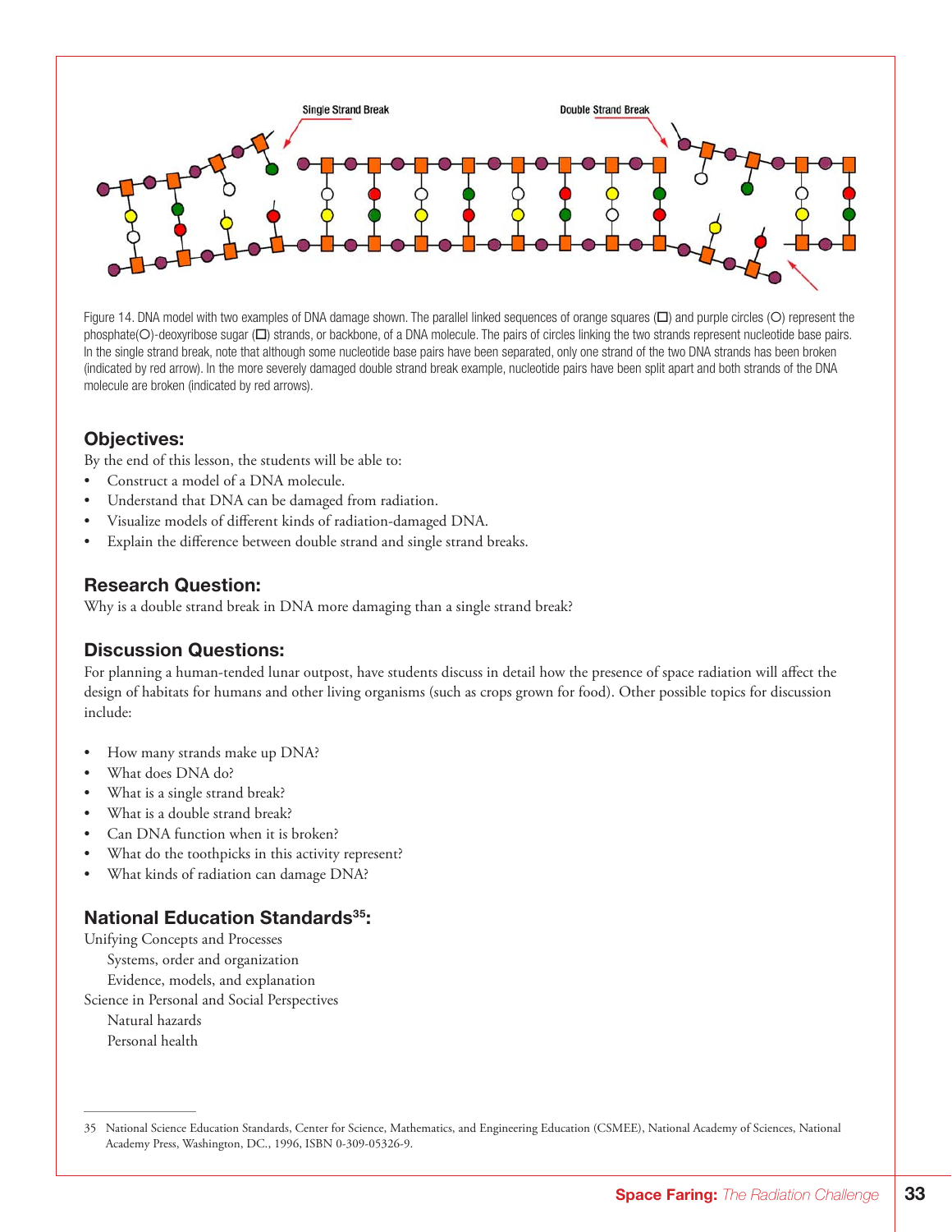Single Strand Break

Double Strand Break

Figure 14. DNA model with two examples of DNA damage shown. The parallel linked sequences of orange squares (☐) and purple circles (○) represent the phosphate(○)-deoxyribose sugar (☐) strands, or backbone, of a DNA molecule. The pairs of circles linking the two strands represent nucleotide base pairs. In the single strand break, note that although some nucleotide base pairs have been separated, only one strand of the two DNA strands has been broken (indicated by red arrow). In the more severely damaged double strand break example, nucleotide pairs have been split apart and both strands of the DNA molecule are broken (indicated by red arrows).

### Objectives:

By the end of this lesson, the students will be able to:

- Construct a model of a DNA molecule.
- Understand that DNA can be damaged from radiation.
- Visualize models of different kinds of radiation-damaged DNA.
- Explain the difference between double strand and single strand breaks.

### Research Question:

Why is a double strand break in DNA more damaging than a single strand break?

### Discussion Questions:

For planning a human-tended lunar outpost, have students discuss in detail how the presence of space radiation will affect the design of habitats for humans and other living organisms (such as crops grown for food). Other possible topics for discussion include:

- How many strands make up DNA?
- What does DNA do?
- What is a single strand break?
- What is a double strand break?
- Can DNA function when it is broken?
- What do the toothpicks in this activity represent?
- What kinds of radiation can damage DNA?

### National Education Standards[35]:

Unifying Concepts and Processes
  Systems, order and organization
  Evidence, models, and explanation
Science in Personal and Social Perspectives
  Natural hazards
  Personal health

---

35 National Science Education Standards, Center for Science, Mathematics, and Engineering Education (CSMEE), National Academy of Sciences, National Academy Press, Washington, DC., 1996, ISBN 0-309-05326-9.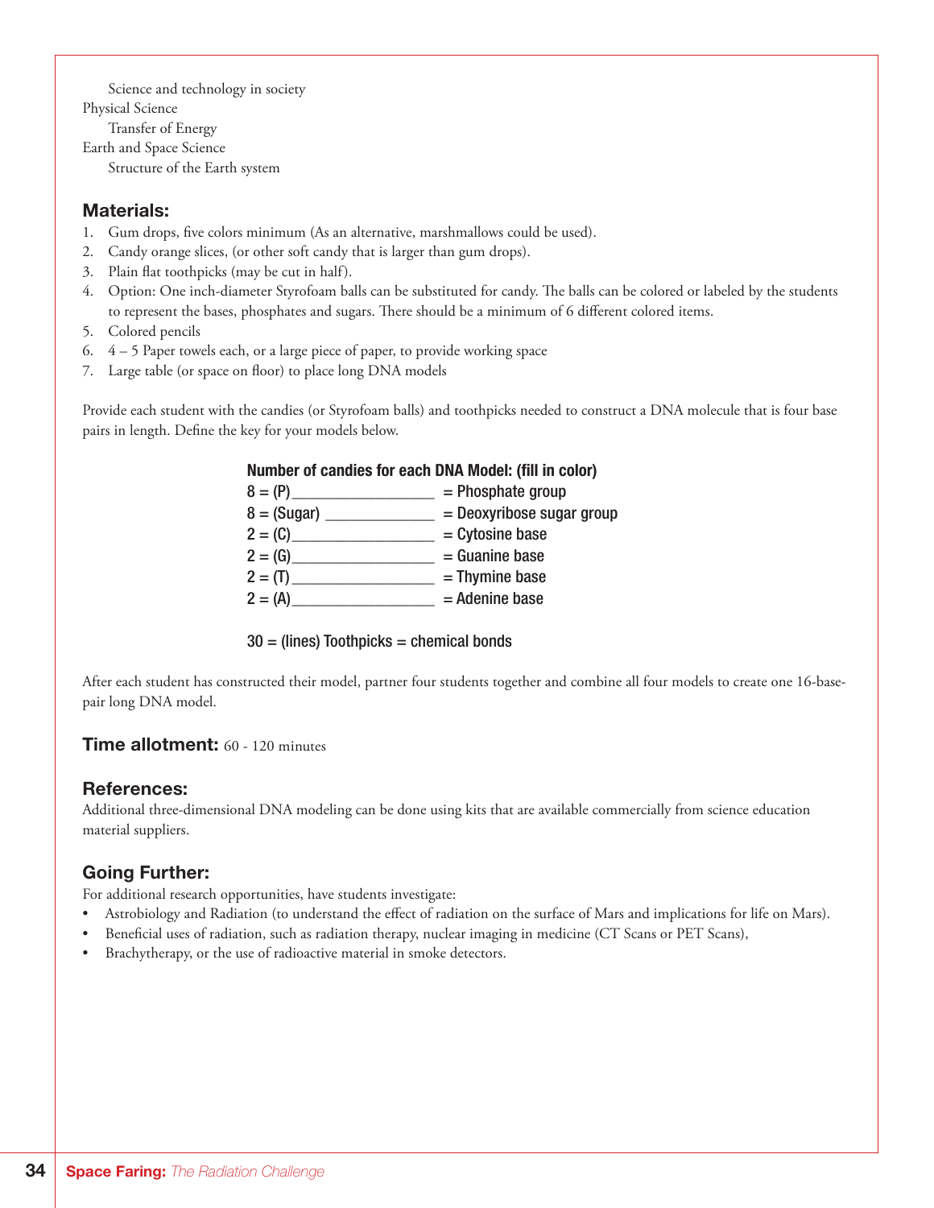Science and technology in society

Physical Science

Transfer of Energy

Earth and Space Science

Structure of the Earth system

### Materials:

1. Gum drops, five colors minimum (As an alternative, marshmallows could be used).
2. Candy orange slices, (or other soft candy that is larger than gum drops).
3. Plain flat toothpicks (may be cut in half).
4. Option: One inch-diameter Styrofoam balls can be substituted for candy. The balls can be colored or labeled by the students to represent the bases, phosphates and sugars. There should be a minimum of 6 different colored items.
5. Colored pencils
6. 4 – 5 Paper towels each, or a large piece of paper, to provide working space
7. Large table (or space on floor) to place long DNA models

Provide each student with the candies (or Styrofoam balls) and toothpicks needed to construct a DNA molecule that is four base pairs in length. Define the key for your models below.

**Number of candies for each DNA Model: (fill in color)**

8 = (P)_________________ = Phosphate group

8 = (Sugar) _____________ = Deoxyribose sugar group

2 = (C)_________________ = Cytosine base

2 = (G)_________________ = Guanine base

2 = (T)_________________ = Thymine base

2 = (A)_________________ = Adenine base

30 = (lines) Toothpicks = chemical bonds

After each student has constructed their model, partner four students together and combine all four models to create one 16-base-pair long DNA model.

**Time allotment:** 60 - 120 minutes

### References:

Additional three-dimensional DNA modeling can be done using kits that are available commercially from science education material suppliers.

### Going Further:

For additional research opportunities, have students investigate:

- Astrobiology and Radiation (to understand the effect of radiation on the surface of Mars and implications for life on Mars).
- Beneficial uses of radiation, such as radiation therapy, nuclear imaging in medicine (CT Scans or PET Scans),
- Brachytherapy, or the use of radioactive material in smoke detectors.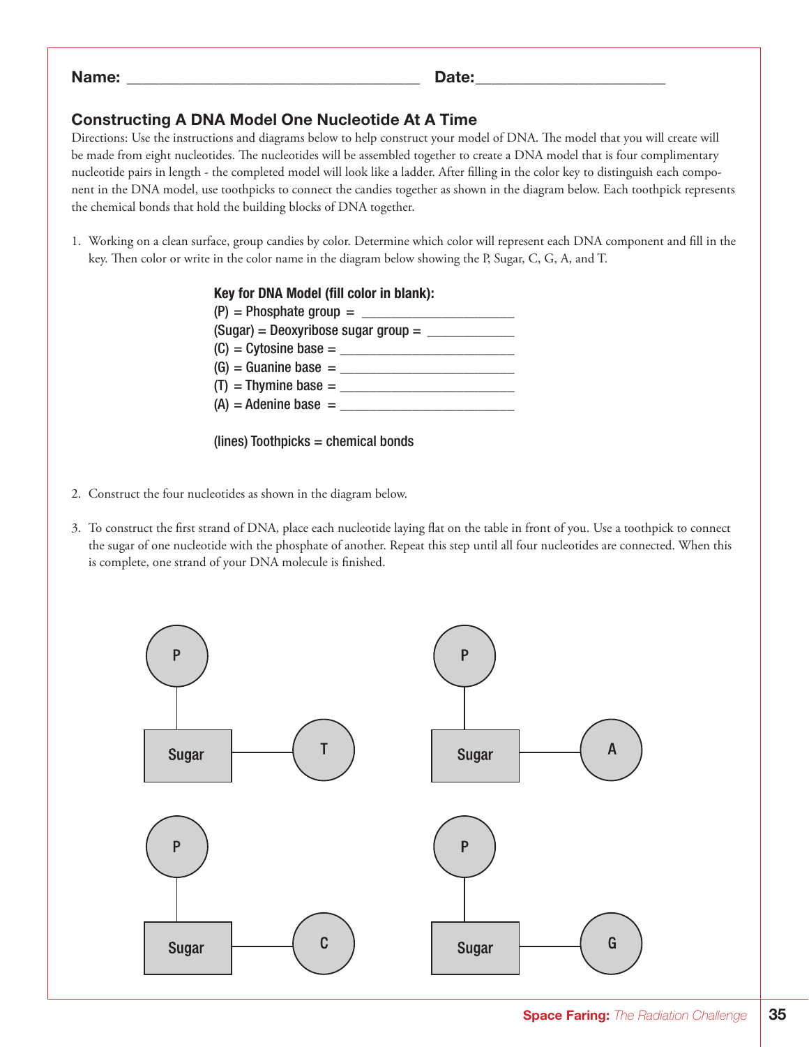Name: ___________________________________ Date: _______________________

## Constructing A DNA Model One Nucleotide At A Time

Directions: Use the instructions and diagrams below to help construct your model of DNA. The model that you will create will be made from eight nucleotides. The nucleotides will be assembled together to create a DNA model that is four complimentary nucleotide pairs in length - the completed model will look like a ladder. After filling in the color key to distinguish each component in the DNA model, use toothpicks to connect the candies together as shown in the diagram below. Each toothpick represents the chemical bonds that hold the building blocks of DNA together.

1. Working on a clean surface, group candies by color. Determine which color will represent each DNA component and fill in the key. Then color or write in the color name in the diagram below showing the P, Sugar, C, G, A, and T.

**Key for DNA Model (fill color in blank):**

(P) = Phosphate group = ____________________

(Sugar) = Deoxyribose sugar group = ___________

(C) = Cytosine base = ______________________

(G) = Guanine base = ______________________

(T) = Thymine base = ______________________

(A) = Adenine base = ______________________

(lines) Toothpicks = chemical bonds

2. Construct the four nucleotides as shown in the diagram below.

3. To construct the first strand of DNA, place each nucleotide laying flat on the table in front of you. Use a toothpick to connect the sugar of one nucleotide with the phosphate of another. Repeat this step until all four nucleotides are connected. When this is complete, one strand of your DNA molecule is finished.

P — Sugar — T

P — Sugar — A

P — Sugar — C

P — Sugar — G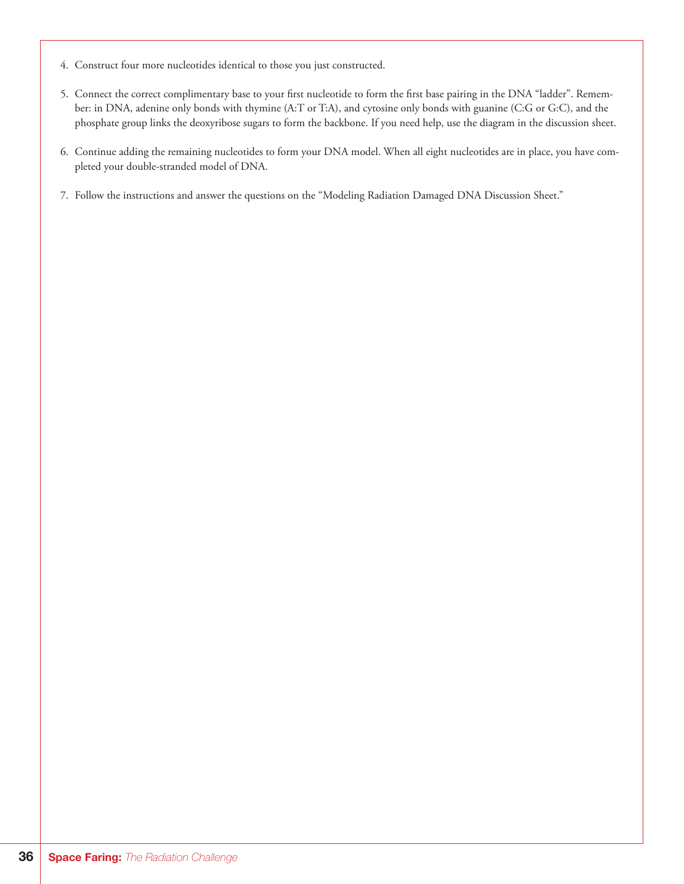4. Construct four more nucleotides identical to those you just constructed.

5. Connect the correct complimentary base to your first nucleotide to form the first base pairing in the DNA "ladder". Remember: in DNA, adenine only bonds with thymine (A:T or T:A), and cytosine only bonds with guanine (C:G or G:C), and the phosphate group links the deoxyribose sugars to form the backbone. If you need help, use the diagram in the discussion sheet.

6. Continue adding the remaining nucleotides to form your DNA model. When all eight nucleotides are in place, you have completed your double-stranded model of DNA.

7. Follow the instructions and answer the questions on the "Modeling Radiation Damaged DNA Discussion Sheet."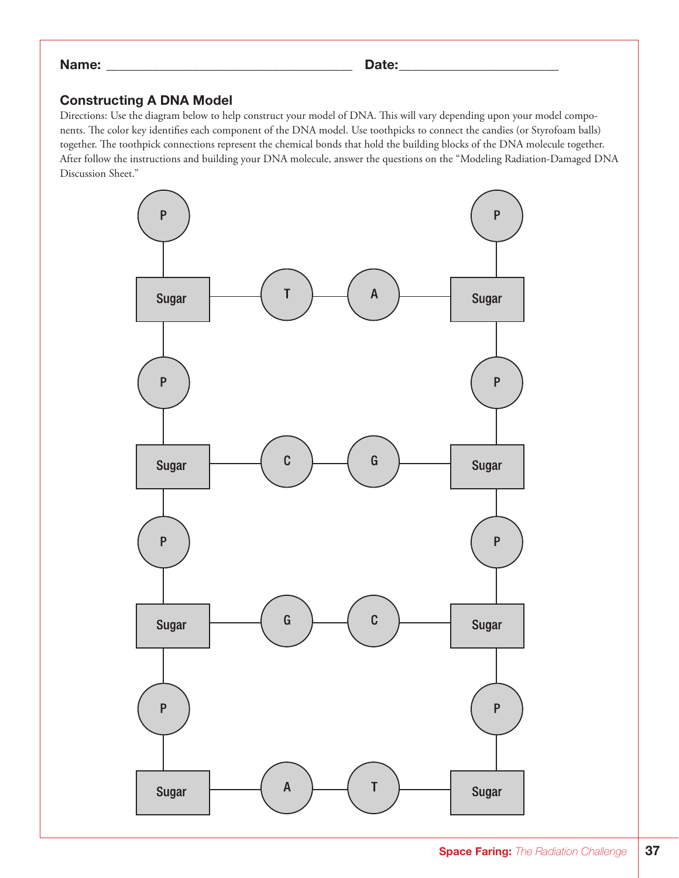Name: ___________________________________ Date:_______________________

### Constructing A DNA Model

Directions: Use the diagram below to help construct your model of DNA. This will vary depending upon your model components. The color key identifies each component of the DNA model. Use toothpicks to connect the candies (or Styrofoam balls) together. The toothpick connections represent the chemical bonds that hold the building blocks of the DNA molecule together. After follow the instructions and building your DNA molecule, answer the questions on the "Modeling Radiation-Damaged DNA Discussion Sheet."

| | | | | | |
|---|---|---|---|---|---|
| P | | | | | P |
| Sugar | — | T | A | — | Sugar |
| P | | | | | P |
| Sugar | — | C | G | — | Sugar |
| P | | | | | P |
| Sugar | — | G | C | — | Sugar |
| P | | | | | P |
| Sugar | — | A | T | — | Sugar |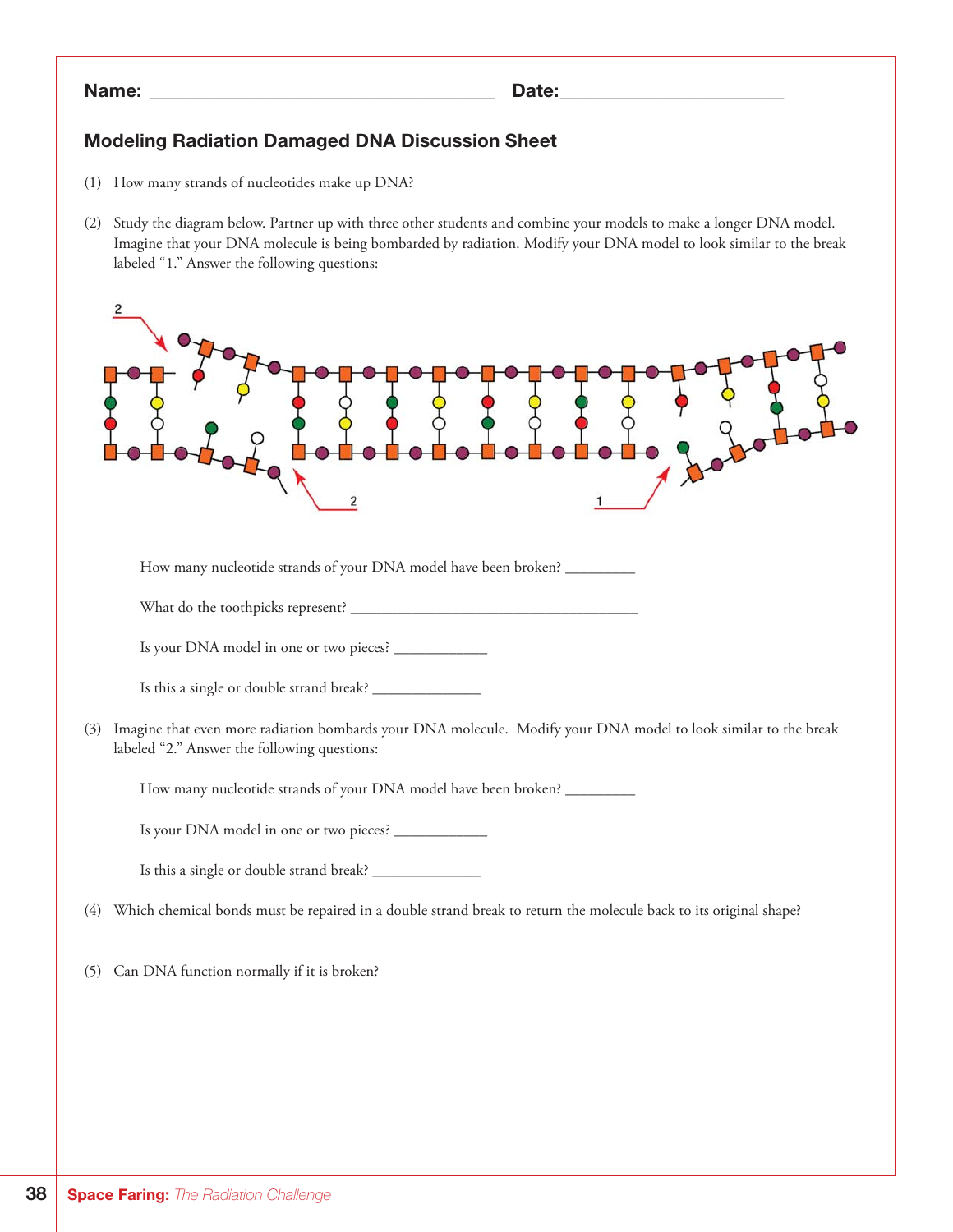Name: ___________________________________ Date:______________________

## Modeling Radiation Damaged DNA Discussion Sheet

(1) How many strands of nucleotides make up DNA?

(2) Study the diagram below. Partner up with three other students and combine your models to make a longer DNA model. Imagine that your DNA molecule is being bombarded by radiation. Modify your DNA model to look similar to the break labeled "1." Answer the following questions:

How many nucleotide strands of your DNA model have been broken? _________

What do the toothpicks represent? _____________________________________

Is your DNA model in one or two pieces? ____________

Is this a single or double strand break? ______________

(3) Imagine that even more radiation bombards your DNA molecule. Modify your DNA model to look similar to the break labeled "2." Answer the following questions:

How many nucleotide strands of your DNA model have been broken? _________

Is your DNA model in one or two pieces? ____________

Is this a single or double strand break? ______________

(4) Which chemical bonds must be repaired in a double strand break to return the molecule back to its original shape?

(5) Can DNA function normally if it is broken?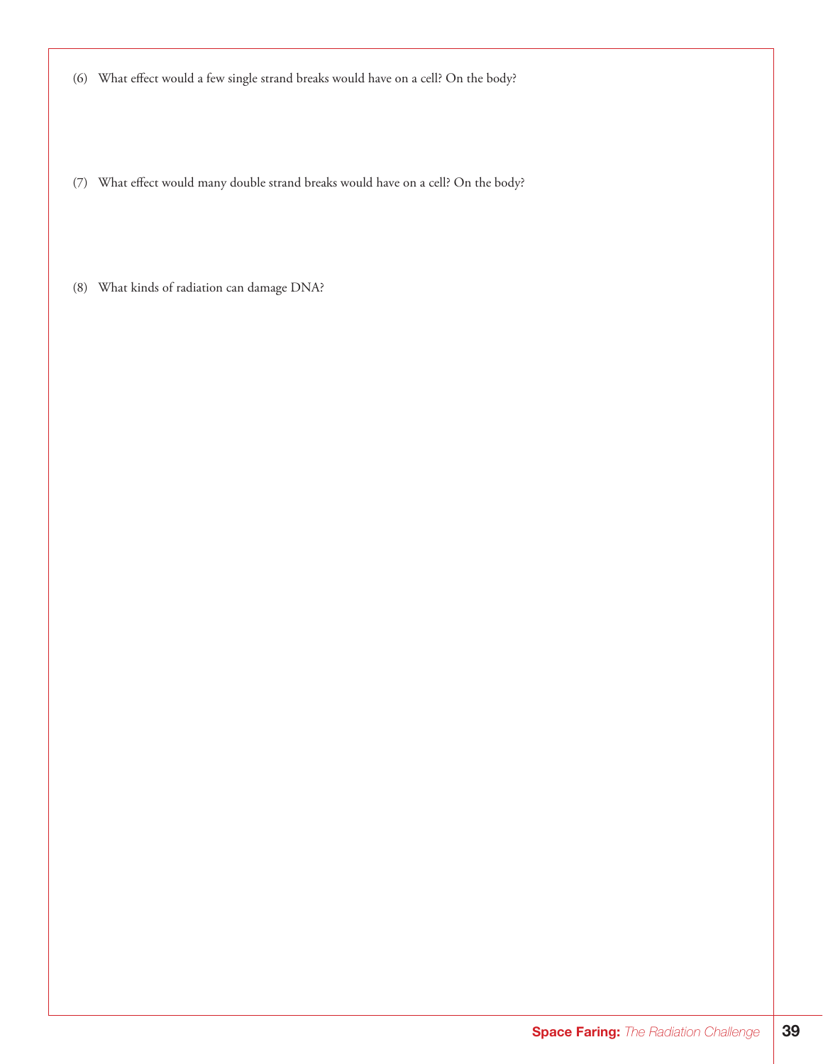(6) What effect would a few single strand breaks would have on a cell? On the body?

(7) What effect would many double strand breaks would have on a cell? On the body?

(8) What kinds of radiation can damage DNA?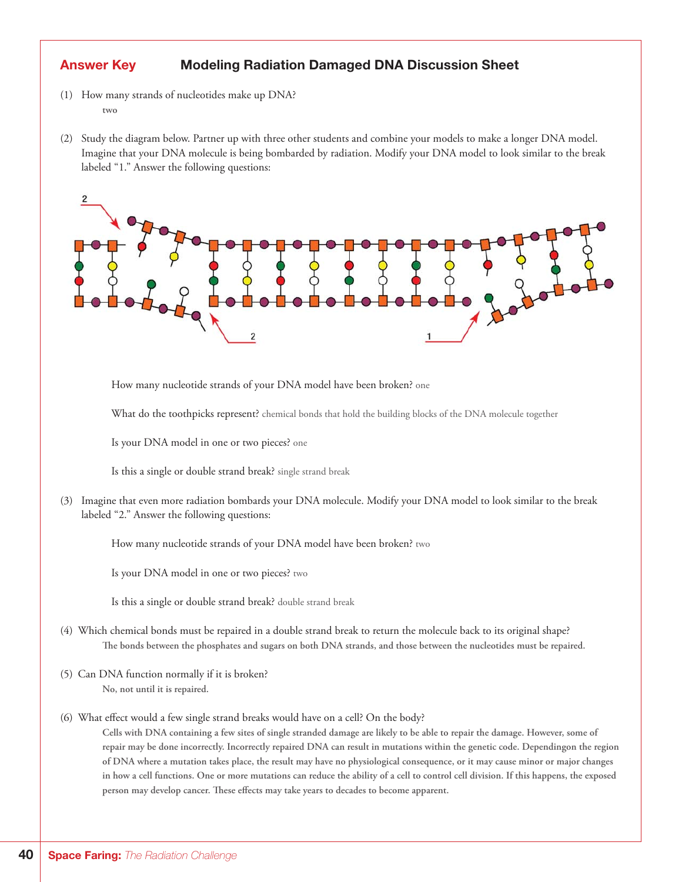**Answer Key** **Modeling Radiation Damaged DNA Discussion Sheet**

(1) How many strands of nucleotides make up DNA?

two

(2) Study the diagram below. Partner up with three other students and combine your models to make a longer DNA model. Imagine that your DNA molecule is being bombarded by radiation. Modify your DNA model to look similar to the break labeled "1." Answer the following questions:

How many nucleotide strands of your DNA model have been broken? one

What do the toothpicks represent? chemical bonds that hold the building blocks of the DNA molecule together

Is your DNA model in one or two pieces? one

Is this a single or double strand break? single strand break

(3) Imagine that even more radiation bombards your DNA molecule. Modify your DNA model to look similar to the break labeled "2." Answer the following questions:

How many nucleotide strands of your DNA model have been broken? two

Is your DNA model in one or two pieces? two

Is this a single or double strand break? double strand break

(4) Which chemical bonds must be repaired in a double strand break to return the molecule back to its original shape?

**The bonds between the phosphates and sugars on both DNA strands, and those between the nucleotides must be repaired.**

(5) Can DNA function normally if it is broken?

**No, not until it is repaired.**

(6) What effect would a few single strand breaks would have on a cell? On the body?

**Cells with DNA containing a few sites of single stranded damage are likely to be able to repair the damage. However, some of repair may be done incorrectly. Incorrectly repaired DNA can result in mutations within the genetic code. Dependingon the region of DNA where a mutation takes place, the result may have no physiological consequence, or it may cause minor or major changes in how a cell functions. One or more mutations can reduce the ability of a cell to control cell division. If this happens, the exposed person may develop cancer. These effects may take years to decades to become apparent.**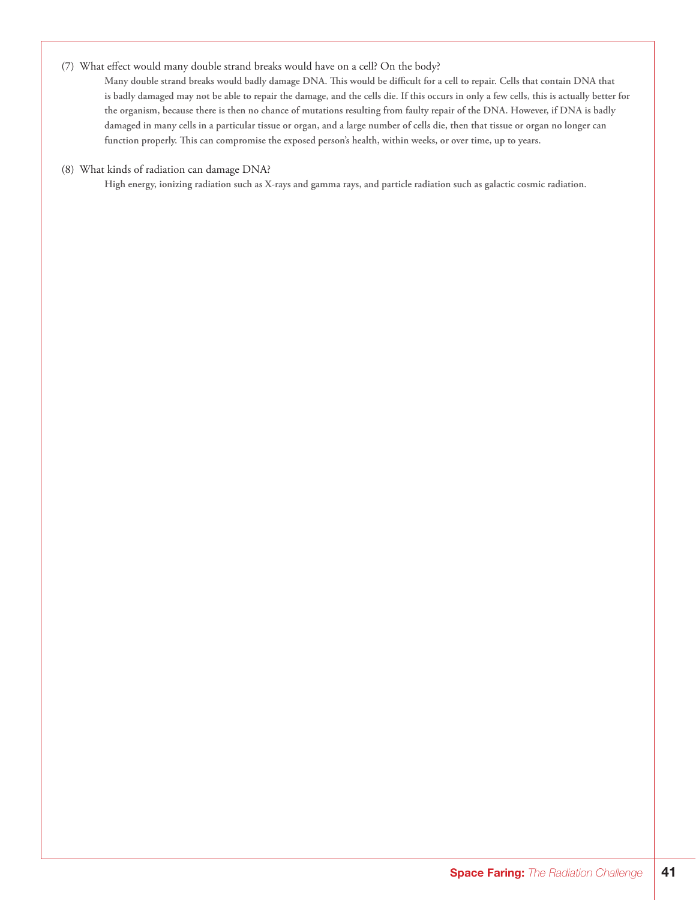(7) What effect would many double strand breaks would have on a cell? On the body?

**Many double strand breaks would badly damage DNA. This would be difficult for a cell to repair. Cells that contain DNA that is badly damaged may not be able to repair the damage, and the cells die. If this occurs in only a few cells, this is actually better for the organism, because there is then no chance of mutations resulting from faulty repair of the DNA. However, if DNA is badly damaged in many cells in a particular tissue or organ, and a large number of cells die, then that tissue or organ no longer can function properly. This can compromise the exposed person's health, within weeks, or over time, up to years.**

(8) What kinds of radiation can damage DNA?

**High energy, ionizing radiation such as X-rays and gamma rays, and particle radiation such as galactic cosmic radiation.**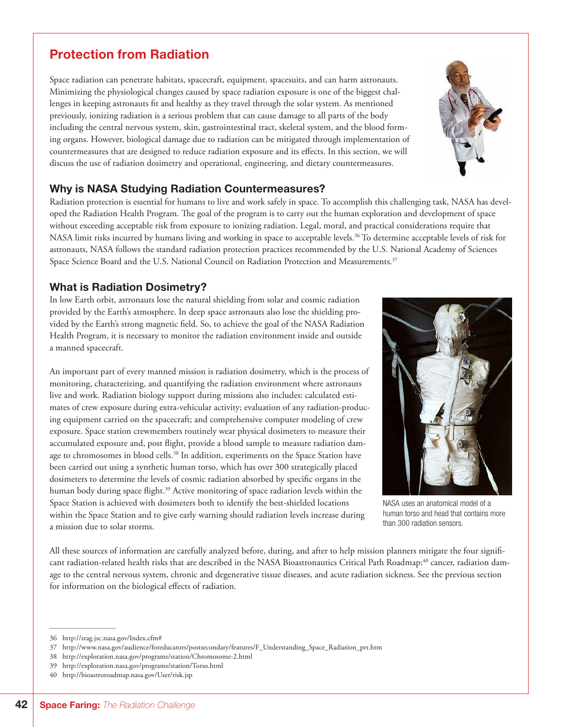## Protection from Radiation

Space radiation can penetrate habitats, spacecraft, equipment, spacesuits, and can harm astronauts. Minimizing the physiological changes caused by space radiation exposure is one of the biggest challenges in keeping astronauts fit and healthy as they travel through the solar system. As mentioned previously, ionizing radiation is a serious problem that can cause damage to all parts of the body including the central nervous system, skin, gastrointestinal tract, skeletal system, and the blood forming organs. However, biological damage due to radiation can be mitigated through implementation of countermeasures that are designed to reduce radiation exposure and its effects. In this section, we will discuss the use of radiation dosimetry and operational, engineering, and dietary countermeasures.

### Why is NASA Studying Radiation Countermeasures?

Radiation protection is essential for humans to live and work safely in space. To accomplish this challenging task, NASA has developed the Radiation Health Program. The goal of the program is to carry out the human exploration and development of space without exceeding acceptable risk from exposure to ionizing radiation. Legal, moral, and practical considerations require that NASA limit risks incurred by humans living and working in space to acceptable levels.[36] To determine acceptable levels of risk for astronauts, NASA follows the standard radiation protection practices recommended by the U.S. National Academy of Sciences Space Science Board and the U.S. National Council on Radiation Protection and Measurements.[37]

### What is Radiation Dosimetry?

In low Earth orbit, astronauts lose the natural shielding from solar and cosmic radiation provided by the Earth's atmosphere. In deep space astronauts also lose the shielding provided by the Earth's strong magnetic field. So, to achieve the goal of the NASA Radiation Health Program, it is necessary to monitor the radiation environment inside and outside a manned spacecraft.

An important part of every manned mission is radiation dosimetry, which is the process of monitoring, characterizing, and quantifying the radiation environment where astronauts live and work. Radiation biology support during missions also includes: calculated estimates of crew exposure during extra-vehicular activity; evaluation of any radiation-producing equipment carried on the spacecraft; and comprehensive computer modeling of crew exposure. Space station crewmembers routinely wear physical dosimeters to measure their accumulated exposure and, post flight, provide a blood sample to measure radiation damage to chromosomes in blood cells.[38] In addition, experiments on the Space Station have been carried out using a synthetic human torso, which has over 300 strategically placed dosimeters to determine the levels of cosmic radiation absorbed by specific organs in the human body during space flight.[39] Active monitoring of space radiation levels within the Space Station is achieved with dosimeters both to identify the best-shielded locations within the Space Station and to give early warning should radiation levels increase during a mission due to solar storms.

NASA uses an anatomical model of a human torso and head that contains more than 300 radiation sensors.

All these sources of information are carefully analyzed before, during, and after to help mission planners mitigate the four significant radiation-related health risks that are described in the NASA Bioastronautics Critical Path Roadmap:[40] cancer, radiation damage to the central nervous system, chronic and degenerative tissue diseases, and acute radiation sickness. See the previous section for information on the biological effects of radiation.

---

36 http://srag.jsc.nasa.gov/Index.cfm#
37 http://www.nasa.gov/audience/foreducators/postsecondary/features/F_Understanding_Space_Radiation_prt.htm
38 http://exploration.nasa.gov/programs/station/Chromosome-2.html
39 http://exploration.nasa.gov/programs/station/Torso.html
40 http://bioastroroadmap.nasa.gov/User/risk.jsp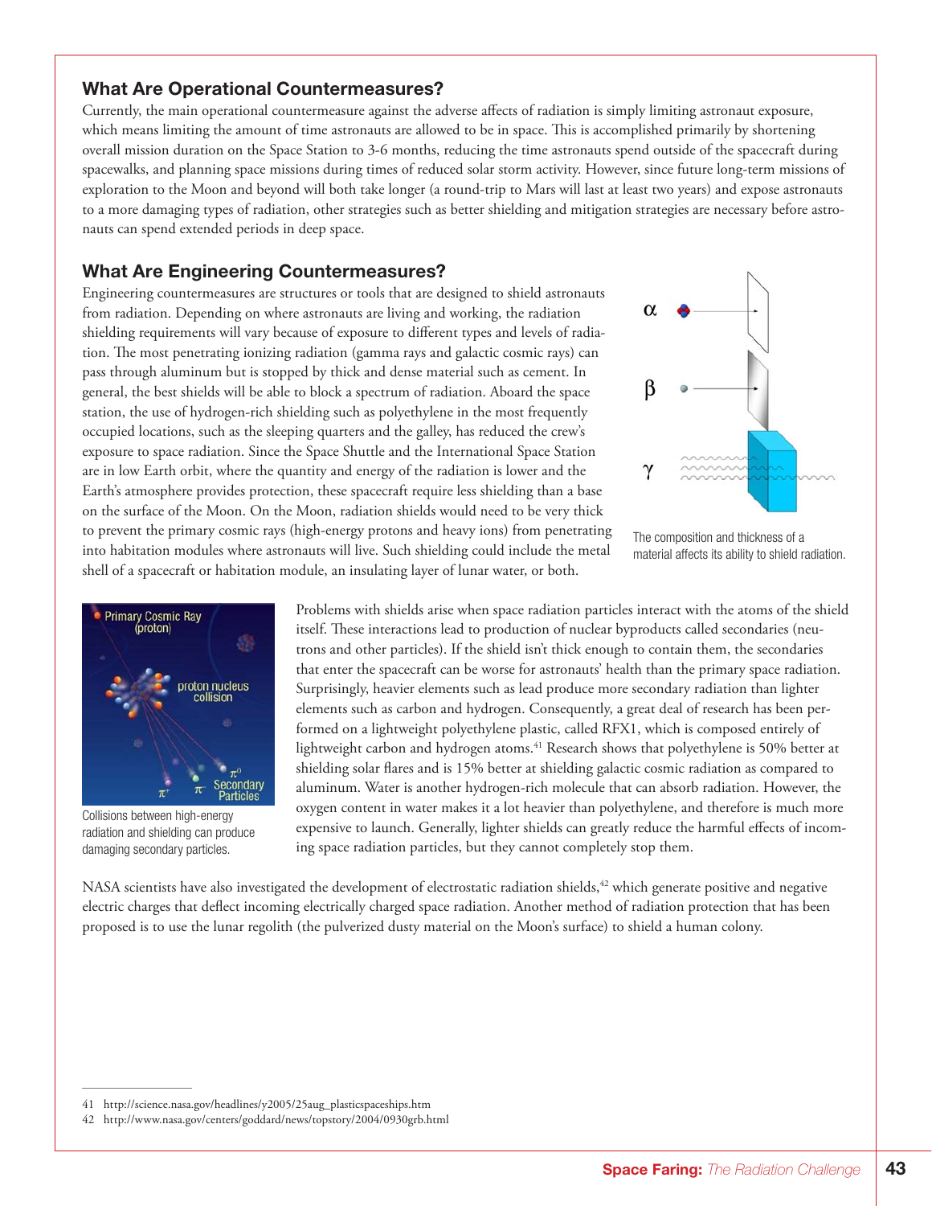## What Are Operational Countermeasures?

Currently, the main operational countermeasure against the adverse affects of radiation is simply limiting astronaut exposure, which means limiting the amount of time astronauts are allowed to be in space. This is accomplished primarily by shortening overall mission duration on the Space Station to 3-6 months, reducing the time astronauts spend outside of the spacecraft during spacewalks, and planning space missions during times of reduced solar storm activity. However, since future long-term missions of exploration to the Moon and beyond will both take longer (a round-trip to Mars will last at least two years) and expose astronauts to a more damaging types of radiation, other strategies such as better shielding and mitigation strategies are necessary before astronauts can spend extended periods in deep space.

## What Are Engineering Countermeasures?

Engineering countermeasures are structures or tools that are designed to shield astronauts from radiation. Depending on where astronauts are living and working, the radiation shielding requirements will vary because of exposure to different types and levels of radiation. The most penetrating ionizing radiation (gamma rays and galactic cosmic rays) can pass through aluminum but is stopped by thick and dense material such as cement. In general, the best shields will be able to block a spectrum of radiation. Aboard the space station, the use of hydrogen-rich shielding such as polyethylene in the most frequently occupied locations, such as the sleeping quarters and the galley, has reduced the crew's exposure to space radiation. Since the Space Shuttle and the International Space Station are in low Earth orbit, where the quantity and energy of the radiation is lower and the Earth's atmosphere provides protection, these spacecraft require less shielding than a base on the surface of the Moon. On the Moon, radiation shields would need to be very thick to prevent the primary cosmic rays (high-energy protons and heavy ions) from penetrating into habitation modules where astronauts will live. Such shielding could include the metal shell of a spacecraft or habitation module, an insulating layer of lunar water, or both.

The composition and thickness of a material affects its ability to shield radiation.

Problems with shields arise when space radiation particles interact with the atoms of the shield itself. These interactions lead to production of nuclear byproducts called secondaries (neutrons and other particles). If the shield isn't thick enough to contain them, the secondaries that enter the spacecraft can be worse for astronauts' health than the primary space radiation. Surprisingly, heavier elements such as lead produce more secondary radiation than lighter elements such as carbon and hydrogen. Consequently, a great deal of research has been performed on a lightweight polyethylene plastic, called RFX1, which is composed entirely of lightweight carbon and hydrogen atoms.[41] Research shows that polyethylene is 50% better at shielding solar flares and is 15% better at shielding galactic cosmic radiation as compared to aluminum. Water is another hydrogen-rich molecule that can absorb radiation. However, the oxygen content in water makes it a lot heavier than polyethylene, and therefore is much more expensive to launch. Generally, lighter shields can greatly reduce the harmful effects of incoming space radiation particles, but they cannot completely stop them.

Collisions between high-energy radiation and shielding can produce damaging secondary particles.

NASA scientists have also investigated the development of electrostatic radiation shields,[42] which generate positive and negative electric charges that deflect incoming electrically charged space radiation. Another method of radiation protection that has been proposed is to use the lunar regolith (the pulverized dusty material on the Moon's surface) to shield a human colony.

---

41 http://science.nasa.gov/headlines/y2005/25aug_plasticspaceships.htm

42 http://www.nasa.gov/centers/goddard/news/topstory/2004/0930grb.html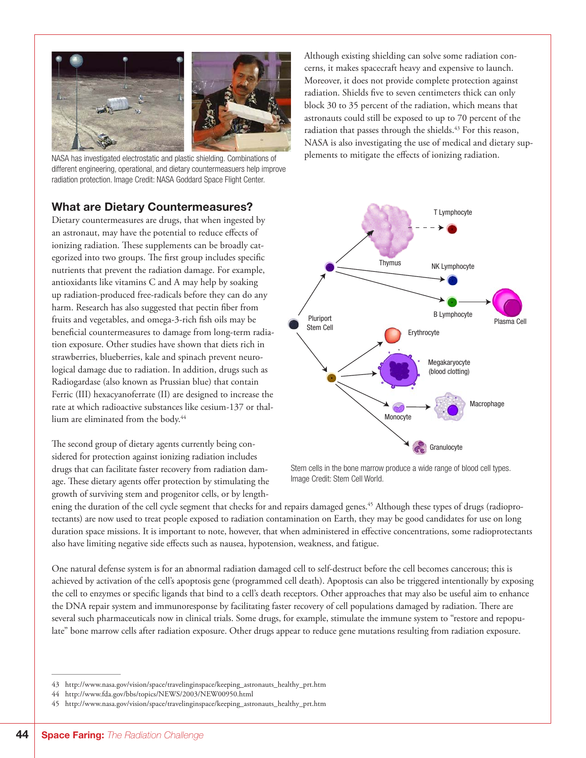NASA has investigated electrostatic and plastic shielding. Combinations of different engineering, operational, and dietary countermeasures help improve radiation protection. Image Credit: NASA Goddard Space Flight Center.

Although existing shielding can solve some radiation concerns, it makes spacecraft heavy and expensive to launch. Moreover, it does not provide complete protection against radiation. Shields five to seven centimeters thick can only block 30 to 35 percent of the radiation, which means that astronauts could still be exposed to up to 70 percent of the radiation that passes through the shields.[43] For this reason, NASA is also investigating the use of medical and dietary supplements to mitigate the effects of ionizing radiation.

## What are Dietary Countermeasures?

Dietary countermeasures are drugs, that when ingested by an astronaut, may have the potential to reduce effects of ionizing radiation. These supplements can be broadly categorized into two groups. The first group includes specific nutrients that prevent the radiation damage. For example, antioxidants like vitamins C and A may help by soaking up radiation-produced free-radicals before they can do any harm. Research has also suggested that pectin fiber from fruits and vegetables, and omega-3-rich fish oils may be beneficial countermeasures to damage from long-term radiation exposure. Other studies have shown that diets rich in strawberries, blueberries, kale and spinach prevent neurological damage due to radiation. In addition, drugs such as Radiogardase (also known as Prussian blue) that contain Ferric (III) hexacyanoferrate (II) are designed to increase the rate at which radioactive substances like cesium-137 or thallium are eliminated from the body.[44]

The second group of dietary agents currently being considered for protection against ionizing radiation includes drugs that can facilitate faster recovery from radiation damage. These dietary agents offer protection by stimulating the growth of surviving stem and progenitor cells, or by lengthening the duration of the cell cycle segment that checks for and repairs damaged genes.[45] Although these types of drugs (radioprotectants) are now used to treat people exposed to radiation contamination on Earth, they may be good candidates for use on long duration space missions. It is important to note, however, that when administered in effective concentrations, some radioprotectants also have limiting negative side effects such as nausea, hypotension, weakness, and fatigue.

Stem cells in the bone marrow produce a wide range of blood cell types. Image Credit: Stem Cell World.

One natural defense system is for an abnormal radiation damaged cell to self-destruct before the cell becomes cancerous; this is achieved by activation of the cell's apoptosis gene (programmed cell death). Apoptosis can also be triggered intentionally by exposing the cell to enzymes or specific ligands that bind to a cell's death receptors. Other approaches that may also be useful aim to enhance the DNA repair system and immunoresponse by facilitating faster recovery of cell populations damaged by radiation. There are several such pharmaceuticals now in clinical trials. Some drugs, for example, stimulate the immune system to "restore and repopulate" bone marrow cells after radiation exposure. Other drugs appear to reduce gene mutations resulting from radiation exposure.

43 http://www.nasa.gov/vision/space/travelinginspace/keeping_astronauts_healthy_prt.htm

44 http://www.fda.gov/bbs/topics/NEWS/2003/NEW00950.html

45 http://www.nasa.gov/vision/space/travelinginspace/keeping_astronauts_healthy_prt.htm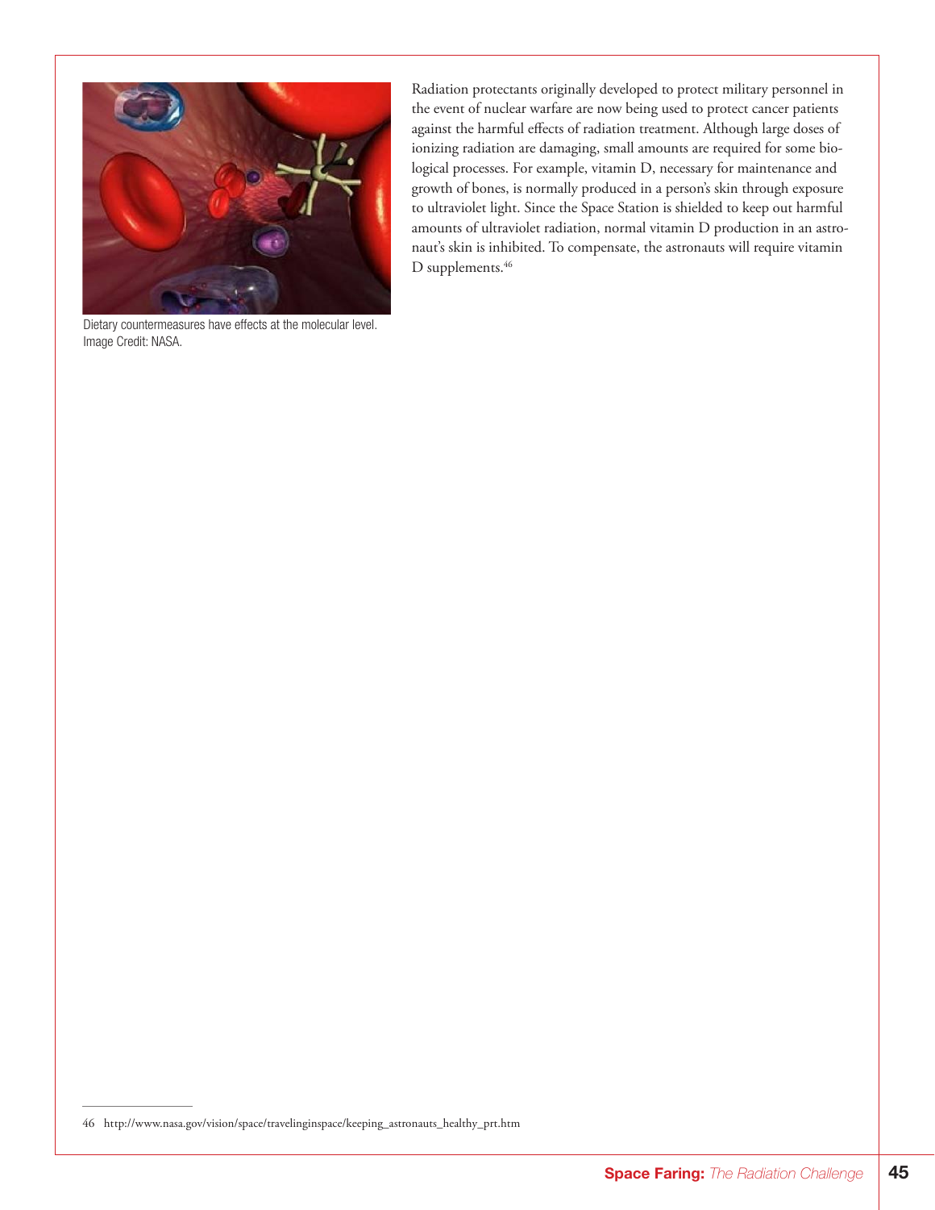Dietary countermeasures have effects at the molecular level. Image Credit: NASA.

Radiation protectants originally developed to protect military personnel in the event of nuclear warfare are now being used to protect cancer patients against the harmful effects of radiation treatment. Although large doses of ionizing radiation are damaging, small amounts are required for some biological processes. For example, vitamin D, necessary for maintenance and growth of bones, is normally produced in a person's skin through exposure to ultraviolet light. Since the Space Station is shielded to keep out harmful amounts of ultraviolet radiation, normal vitamin D production in an astronaut's skin is inhibited. To compensate, the astronauts will require vitamin D supplements.[46]

---

46 http://www.nasa.gov/vision/space/travelinginspace/keeping_astronauts_healthy_prt.htm